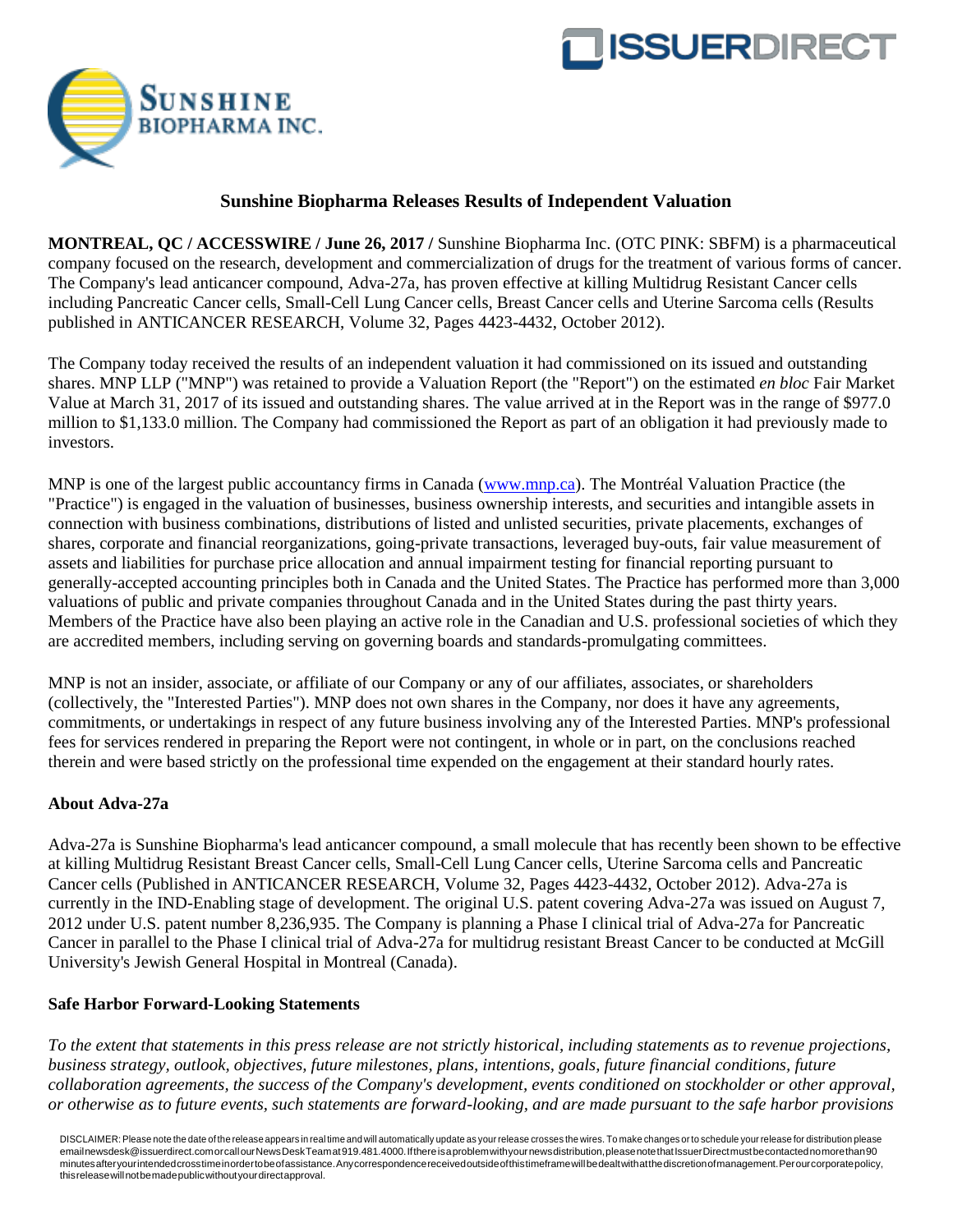## Sunshine Biopharma Releases Results of Independent Valuation

**MONTREAL, QC / ACCESSWIRE / June 26, 2017 /** Sunshine Biopharma Inc. (OTC PINK: SBFM) is a pharmaceutical company focused on the research, development and commercialization of drugs for the treatment of various forms of cancer. The Company's lead anticancer compound, Adva-27a, has proven effective at killing Multidrug Resistant Cancer cells including Pancreatic Cancer cells, Small-Cell Lung Cancer cells, Breast Cancer cells and Uterine Sarcoma cells (Results published in ANTICANCER RESEARCH, Volume 32, Pages 4423-4432, October 2012).

The Company today received the results of an independent valuation it had commissioned on its issued and outstanding shares. MNP LLP ("MNP") was retained to provide a Valuation Report (the "Report") on the estimated *en bloc* Fair Market Value at March 31, 2017 of its issued and outstanding shares. The value arrived at in the Report was in the range of $977.0 million to $1,133.0 million. The Company had commissioned the Report as part of an obligation it had previously made to investors.

MNP is one of the largest public accountancy firms in Canada (www.mnp.ca). The Montréal Valuation Practice (the "Practice") is engaged in the valuation of businesses, business ownership interests, and securities and intangible assets in connection with business combinations, distributions of listed and unlisted securities, private placements, exchanges of shares, corporate and financial reorganizations, going-private transactions, leveraged buy-outs, fair value measurement of assets and liabilities for purchase price allocation and annual impairment testing for financial reporting pursuant to generally-accepted accounting principles both in Canada and the United States. The Practice has performed more than 3,000 valuations of public and private companies throughout Canada and in the United States during the past thirty years. Members of the Practice have also been playing an active role in the Canadian and U.S. professional societies of which they are accredited members, including serving on governing boards and standards-promulgating committees.

MNP is not an insider, associate, or affiliate of our Company or any of our affiliates, associates, or shareholders (collectively, the "Interested Parties"). MNP does not own shares in the Company, nor does it have any agreements, commitments, or undertakings in respect of any future business involving any of the Interested Parties. MNP's professional fees for services rendered in preparing the Report were not contingent, in whole or in part, on the conclusions reached therein and were based strictly on the professional time expended on the engagement at their standard hourly rates.

### About Adva-27a

Adva-27a is Sunshine Biopharma's lead anticancer compound, a small molecule that has recently been shown to be effective at killing Multidrug Resistant Breast Cancer cells, Small-Cell Lung Cancer cells, Uterine Sarcoma cells and Pancreatic Cancer cells (Published in ANTICANCER RESEARCH, Volume 32, Pages 4423-4432, October 2012). Adva-27a is currently in the IND-Enabling stage of development. The original U.S. patent covering Adva-27a was issued on August 7, 2012 under U.S. patent number 8,236,935. The Company is planning a Phase I clinical trial of Adva-27a for Pancreatic Cancer in parallel to the Phase I clinical trial of Adva-27a for multidrug resistant Breast Cancer to be conducted at McGill University's Jewish General Hospital in Montreal (Canada).

### Safe Harbor Forward-Looking Statements

*To the extent that statements in this press release are not strictly historical, including statements as to revenue projections, business strategy, outlook, objectives, future milestones, plans, intentions, goals, future financial conditions, future collaboration agreements, the success of the Company's development, events conditioned on stockholder or other approval, or otherwise as to future events, such statements are forward-looking, and are made pursuant to the safe harbor provisions*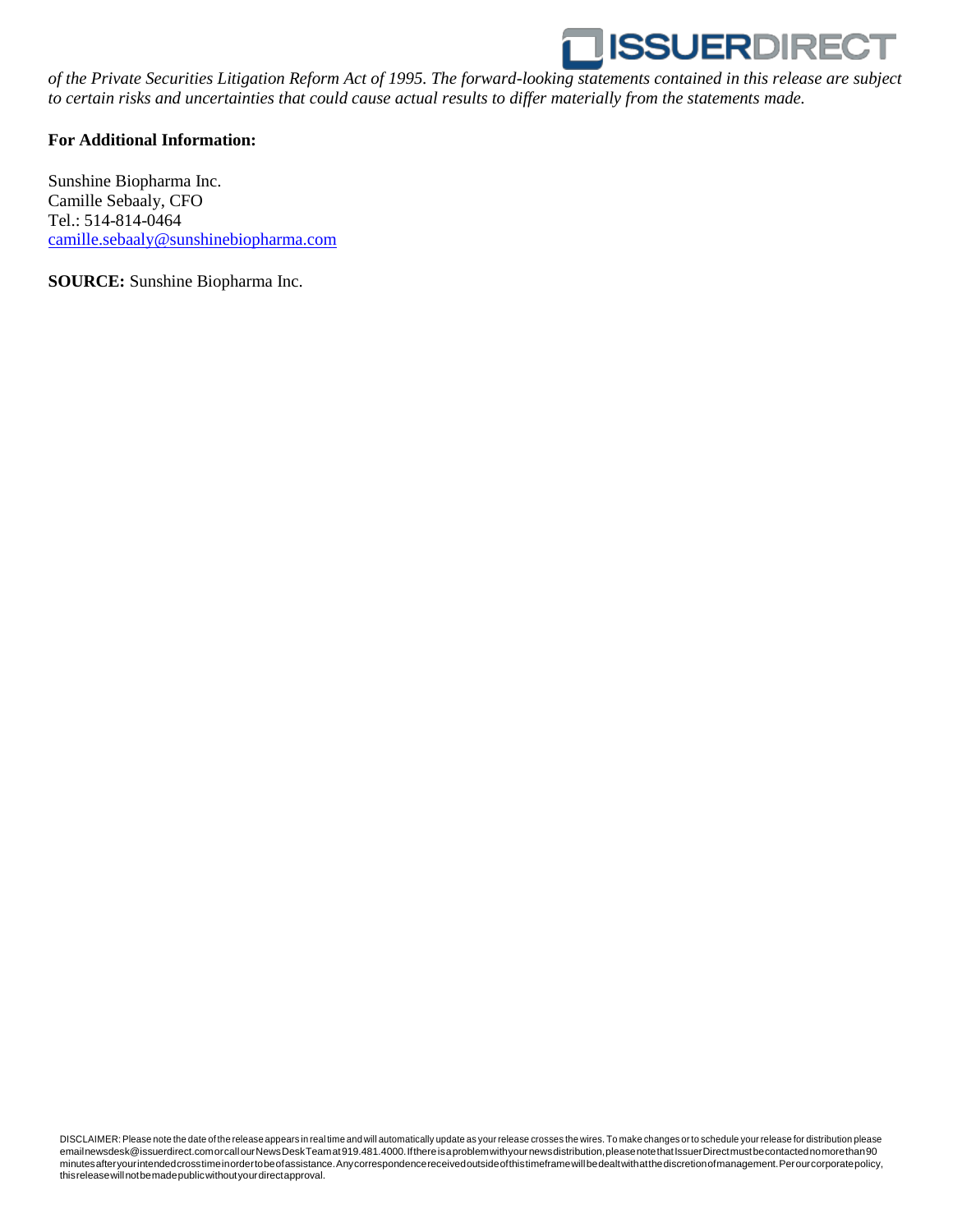*of the Private Securities Litigation Reform Act of 1995. The forward-looking statements contained in this release are subject to certain risks and uncertainties that could cause actual results to differ materially from the statements made.*

**For Additional Information:**

Sunshine Biopharma Inc.
Camille Sebaaly, CFO
Tel.: 514-814-0464
camille.sebaaly@sunshinebiopharma.com

**SOURCE:** Sunshine Biopharma Inc.

DISCLAIMER: Please note the date of the release appears in real time and will automatically update as your release crosses the wires. To make changes or to schedule your release for distribution please email newsdesk@issuerdirect.com or call our News Desk Team at 919.481.4000. If there is a problem with your news distribution, please note that Issuer Direct must be contacted no more than 90 minutes after your intended cross time in order to be of assistance. Any correspondence received outside of this timeframe will be dealt with at the discretion of management. Per our corporate policy, this release will not be made public without your direct approval.